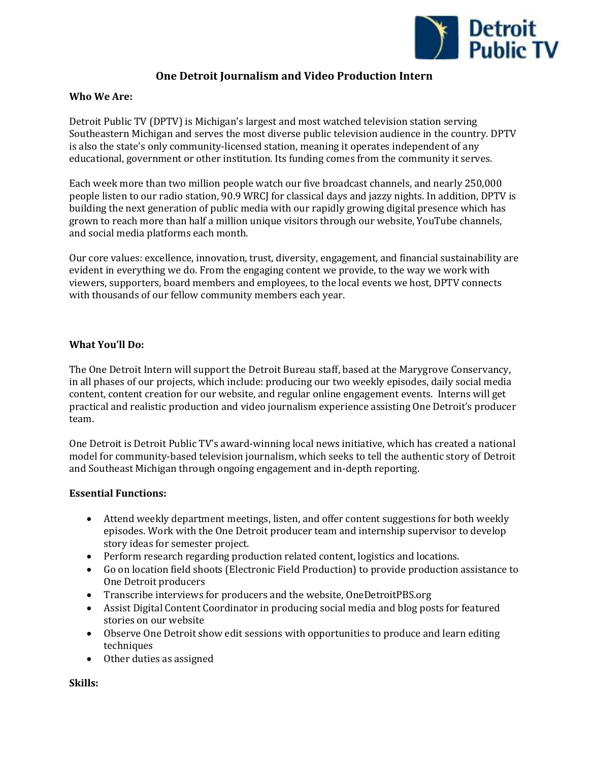# One Detroit Journalism and Video Production Intern

**Who We Are:**

Detroit Public TV (DPTV) is Michigan's largest and most watched television station serving Southeastern Michigan and serves the most diverse public television audience in the country. DPTV is also the state's only community-licensed station, meaning it operates independent of any educational, government or other institution. Its funding comes from the community it serves.

Each week more than two million people watch our five broadcast channels, and nearly 250,000 people listen to our radio station, 90.9 WRCJ for classical days and jazzy nights. In addition, DPTV is building the next generation of public media with our rapidly growing digital presence which has grown to reach more than half a million unique visitors through our website, YouTube channels, and social media platforms each month.

Our core values: excellence, innovation, trust, diversity, engagement, and financial sustainability are evident in everything we do. From the engaging content we provide, to the way we work with viewers, supporters, board members and employees, to the local events we host, DPTV connects with thousands of our fellow community members each year.

**What You'll Do:**

The One Detroit Intern will support the Detroit Bureau staff, based at the Marygrove Conservancy, in all phases of our projects, which include: producing our two weekly episodes, daily social media content, content creation for our website, and regular online engagement events. Interns will get practical and realistic production and video journalism experience assisting One Detroit's producer team.

One Detroit is Detroit Public TV's award-winning local news initiative, which has created a national model for community-based television journalism, which seeks to tell the authentic story of Detroit and Southeast Michigan through ongoing engagement and in-depth reporting.

**Essential Functions:**

- Attend weekly department meetings, listen, and offer content suggestions for both weekly episodes. Work with the One Detroit producer team and internship supervisor to develop story ideas for semester project.
- Perform research regarding production related content, logistics and locations.
- Go on location field shoots (Electronic Field Production) to provide production assistance to One Detroit producers
- Transcribe interviews for producers and the website, OneDetroitPBS.org
- Assist Digital Content Coordinator in producing social media and blog posts for featured stories on our website
- Observe One Detroit show edit sessions with opportunities to produce and learn editing techniques
- Other duties as assigned

**Skills:**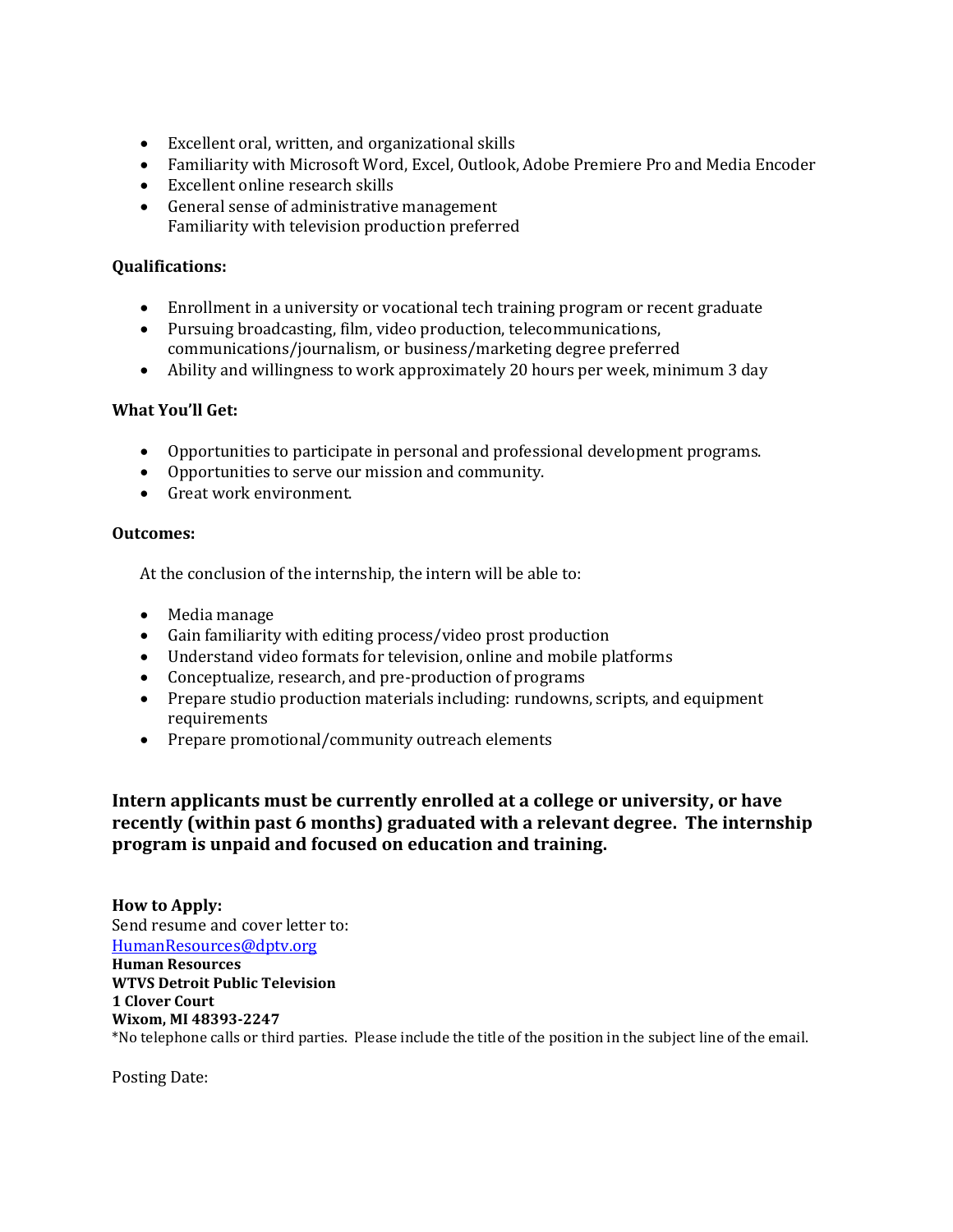- Excellent oral, written, and organizational skills
- Familiarity with Microsoft Word, Excel, Outlook, Adobe Premiere Pro and Media Encoder
- Excellent online research skills
- General sense of administrative management
  Familiarity with television production preferred

**Qualifications:**

- Enrollment in a university or vocational tech training program or recent graduate
- Pursuing broadcasting, film, video production, telecommunications, communications/journalism, or business/marketing degree preferred
- Ability and willingness to work approximately 20 hours per week, minimum 3 day

**What You'll Get:**

- Opportunities to participate in personal and professional development programs.
- Opportunities to serve our mission and community.
- Great work environment.

**Outcomes:**

At the conclusion of the internship, the intern will be able to:

- Media manage
- Gain familiarity with editing process/video prost production
- Understand video formats for television, online and mobile platforms
- Conceptualize, research, and pre-production of programs
- Prepare studio production materials including: rundowns, scripts, and equipment requirements
- Prepare promotional/community outreach elements

**Intern applicants must be currently enrolled at a college or university, or have recently (within past 6 months) graduated with a relevant degree. The internship program is unpaid and focused on education and training.**

**How to Apply:**
Send resume and cover letter to:
HumanResources@dptv.org
**Human Resources**
**WTVS Detroit Public Television**
**1 Clover Court**
**Wixom, MI 48393-2247**
*No telephone calls or third parties. Please include the title of the position in the subject line of the email.

Posting Date: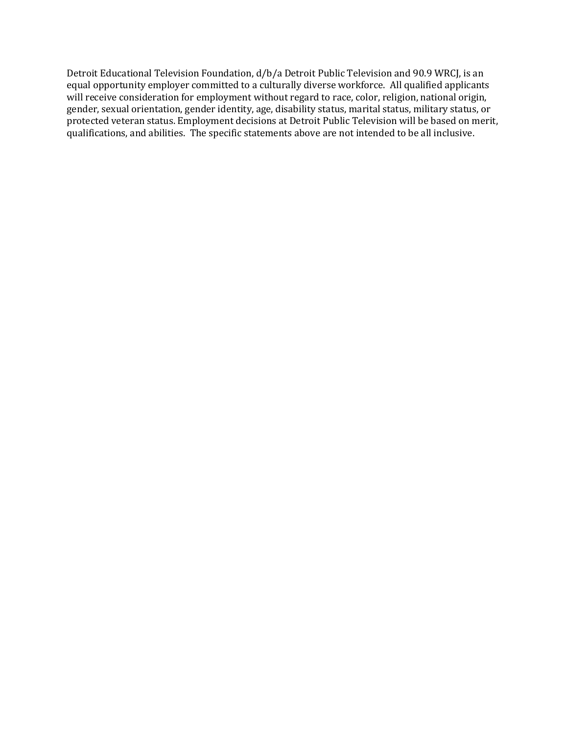Detroit Educational Television Foundation, d/b/a Detroit Public Television and 90.9 WRCJ, is an equal opportunity employer committed to a culturally diverse workforce. All qualified applicants will receive consideration for employment without regard to race, color, religion, national origin, gender, sexual orientation, gender identity, age, disability status, marital status, military status, or protected veteran status. Employment decisions at Detroit Public Television will be based on merit, qualifications, and abilities. The specific statements above are not intended to be all inclusive.